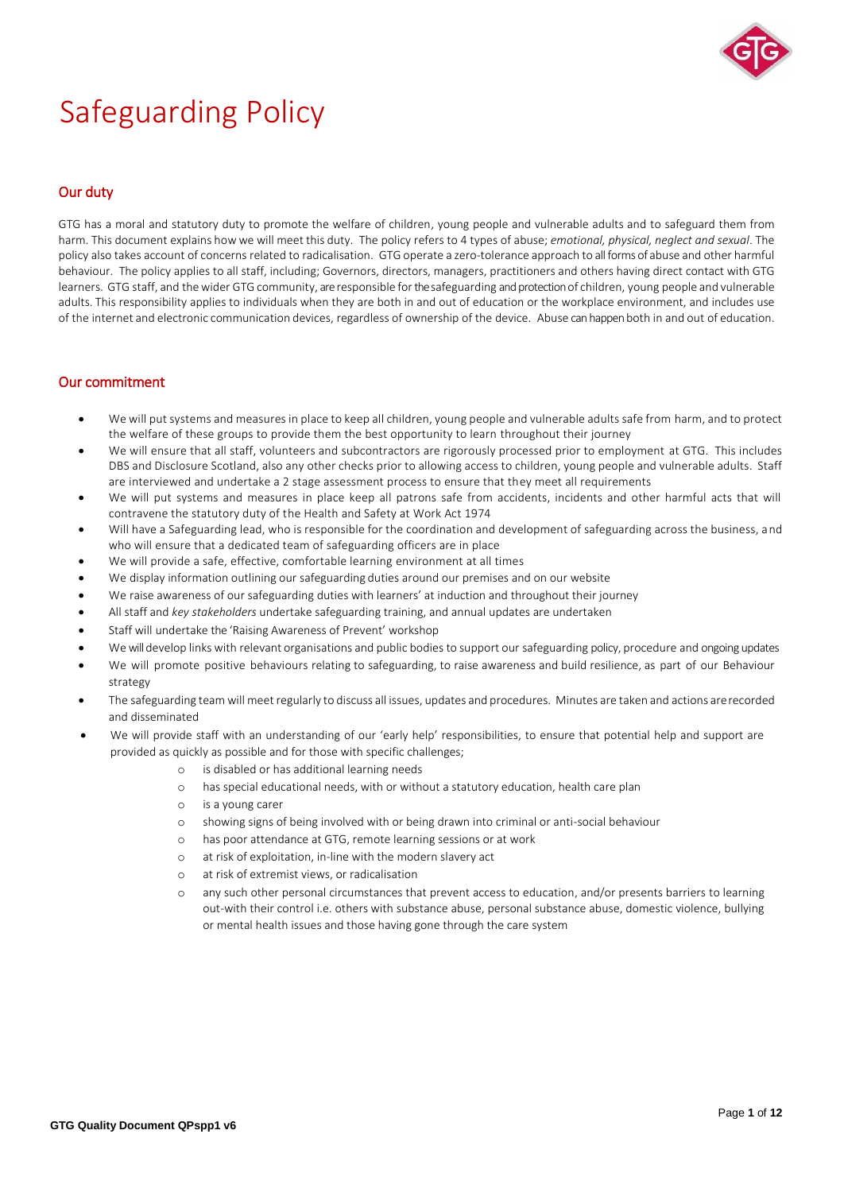# Safeguarding Policy

## Our duty

GTG has a moral and statutory duty to promote the welfare of children, young people and vulnerable adults and to safeguard them from harm. This document explains how we will meet this duty. The policy refers to 4 types of abuse; *emotional, physical, neglect and sexual*. The policy also takes account of concerns related to radicalisation. GTG operate a zero-tolerance approach to all forms of abuse and other harmful behaviour. The policy applies to all staff, including; Governors, directors, managers, practitioners and others having direct contact with GTG learners. GTG staff, and the wider GTG community, are responsible for the safeguarding and protection of children, young people and vulnerable adults. This responsibility applies to individuals when they are both in and out of education or the workplace environment, and includes use of the internet and electronic communication devices, regardless of ownership of the device. Abuse can happen both in and out of education.

## Our commitment

- We will put systems and measures in place to keep all children, young people and vulnerable adults safe from harm, and to protect the welfare of these groups to provide them the best opportunity to learn throughout their journey
- We will ensure that all staff, volunteers and subcontractors are rigorously processed prior to employment at GTG. This includes DBS and Disclosure Scotland, also any other checks prior to allowing access to children, young people and vulnerable adults. Staff are interviewed and undertake a 2 stage assessment process to ensure that they meet all requirements
- We will put systems and measures in place keep all patrons safe from accidents, incidents and other harmful acts that will contravene the statutory duty of the Health and Safety at Work Act 1974
- Will have a Safeguarding lead, who is responsible for the coordination and development of safeguarding across the business, and who will ensure that a dedicated team of safeguarding officers are in place
- We will provide a safe, effective, comfortable learning environment at all times
- We display information outlining our safeguarding duties around our premises and on our website
- We raise awareness of our safeguarding duties with learners' at induction and throughout their journey
- All staff and *key stakeholders* undertake safeguarding training, and annual updates are undertaken
- Staff will undertake the 'Raising Awareness of Prevent' workshop
- We will develop links with relevant organisations and public bodies to support our safeguarding policy, procedure and ongoing updates
- We will promote positive behaviours relating to safeguarding, to raise awareness and build resilience, as part of our Behaviour strategy
- The safeguarding team will meet regularly to discuss all issues, updates and procedures. Minutes are taken and actions are recorded and disseminated
- We will provide staff with an understanding of our 'early help' responsibilities, to ensure that potential help and support are provided as quickly as possible and for those with specific challenges;
    - is disabled or has additional learning needs
    - has special educational needs, with or without a statutory education, health care plan
    - is a young carer
    - showing signs of being involved with or being drawn into criminal or anti-social behaviour
    - has poor attendance at GTG, remote learning sessions or at work
    - at risk of exploitation, in-line with the modern slavery act
    - at risk of extremist views, or radicalisation
    - any such other personal circumstances that prevent access to education, and/or presents barriers to learning out-with their control i.e. others with substance abuse, personal substance abuse, domestic violence, bullying or mental health issues and those having gone through the care system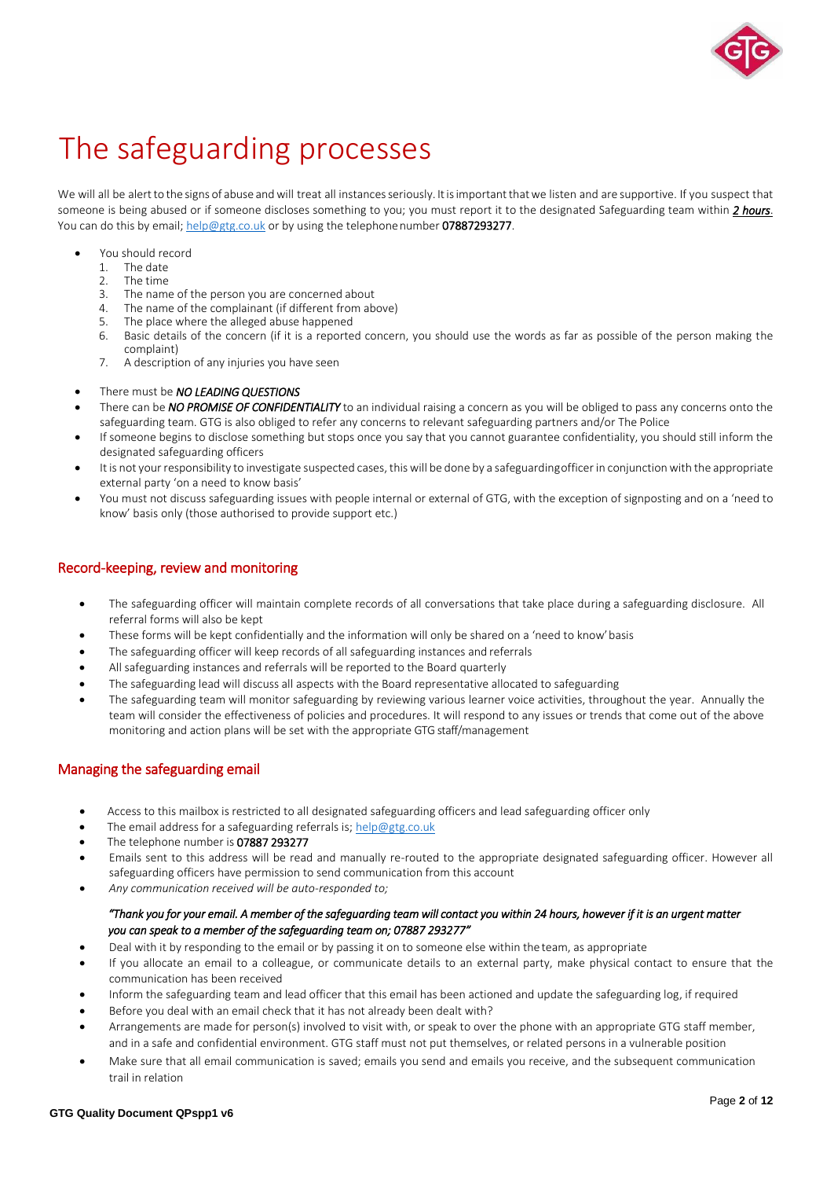# The safeguarding processes

We will all be alert to the signs of abuse and will treat all instances seriously. It is important that we listen and are supportive. If you suspect that someone is being abused or if someone discloses something to you; you must report it to the designated Safeguarding team within ***2 hours***. You can do this by email; help@gtg.co.uk or by using the telephone number **07887293277**.

- You should record
  1. The date
  2. The time
  3. The name of the person you are concerned about
  4. The name of the complainant (if different from above)
  5. The place where the alleged abuse happened
  6. Basic details of the concern (if it is a reported concern, you should use the words as far as possible of the person making the complaint)
  7. A description of any injuries you have seen

- There must be ***NO LEADING QUESTIONS***
- There can be ***NO PROMISE OF CONFIDENTIALITY*** to an individual raising a concern as you will be obliged to pass any concerns onto the safeguarding team. GTG is also obliged to refer any concerns to relevant safeguarding partners and/or The Police
- If someone begins to disclose something but stops once you say that you cannot guarantee confidentiality, you should still inform the designated safeguarding officers
- It is not your responsibility to investigate suspected cases, this will be done by a safeguarding officer in conjunction with the appropriate external party 'on a need to know basis'
- You must not discuss safeguarding issues with people internal or external of GTG, with the exception of signposting and on a 'need to know' basis only (those authorised to provide support etc.)

## Record-keeping, review and monitoring

- The safeguarding officer will maintain complete records of all conversations that take place during a safeguarding disclosure. All referral forms will also be kept
- These forms will be kept confidentially and the information will only be shared on a 'need to know' basis
- The safeguarding officer will keep records of all safeguarding instances and referrals
- All safeguarding instances and referrals will be reported to the Board quarterly
- The safeguarding lead will discuss all aspects with the Board representative allocated to safeguarding
- The safeguarding team will monitor safeguarding by reviewing various learner voice activities, throughout the year. Annually the team will consider the effectiveness of policies and procedures. It will respond to any issues or trends that come out of the above monitoring and action plans will be set with the appropriate GTG staff/management

## Managing the safeguarding email

- Access to this mailbox is restricted to all designated safeguarding officers and lead safeguarding officer only
- The email address for a safeguarding referrals is; help@gtg.co.uk
- The telephone number is **07887 293277**
- Emails sent to this address will be read and manually re-routed to the appropriate designated safeguarding officer. However all safeguarding officers have permission to send communication from this account
- *Any communication received will be auto-responded to;*

  ***"Thank you for your email. A member of the safeguarding team will contact you within 24 hours, however if it is an urgent matter you can speak to a member of the safeguarding team on; 07887 293277"***

- Deal with it by responding to the email or by passing it on to someone else within the team, as appropriate
- If you allocate an email to a colleague, or communicate details to an external party, make physical contact to ensure that the communication has been received
- Inform the safeguarding team and lead officer that this email has been actioned and update the safeguarding log, if required
- Before you deal with an email check that it has not already been dealt with?
- Arrangements are made for person(s) involved to visit with, or speak to over the phone with an appropriate GTG staff member, and in a safe and confidential environment. GTG staff must not put themselves, or related persons in a vulnerable position
- Make sure that all email communication is saved; emails you send and emails you receive, and the subsequent communication trail in relation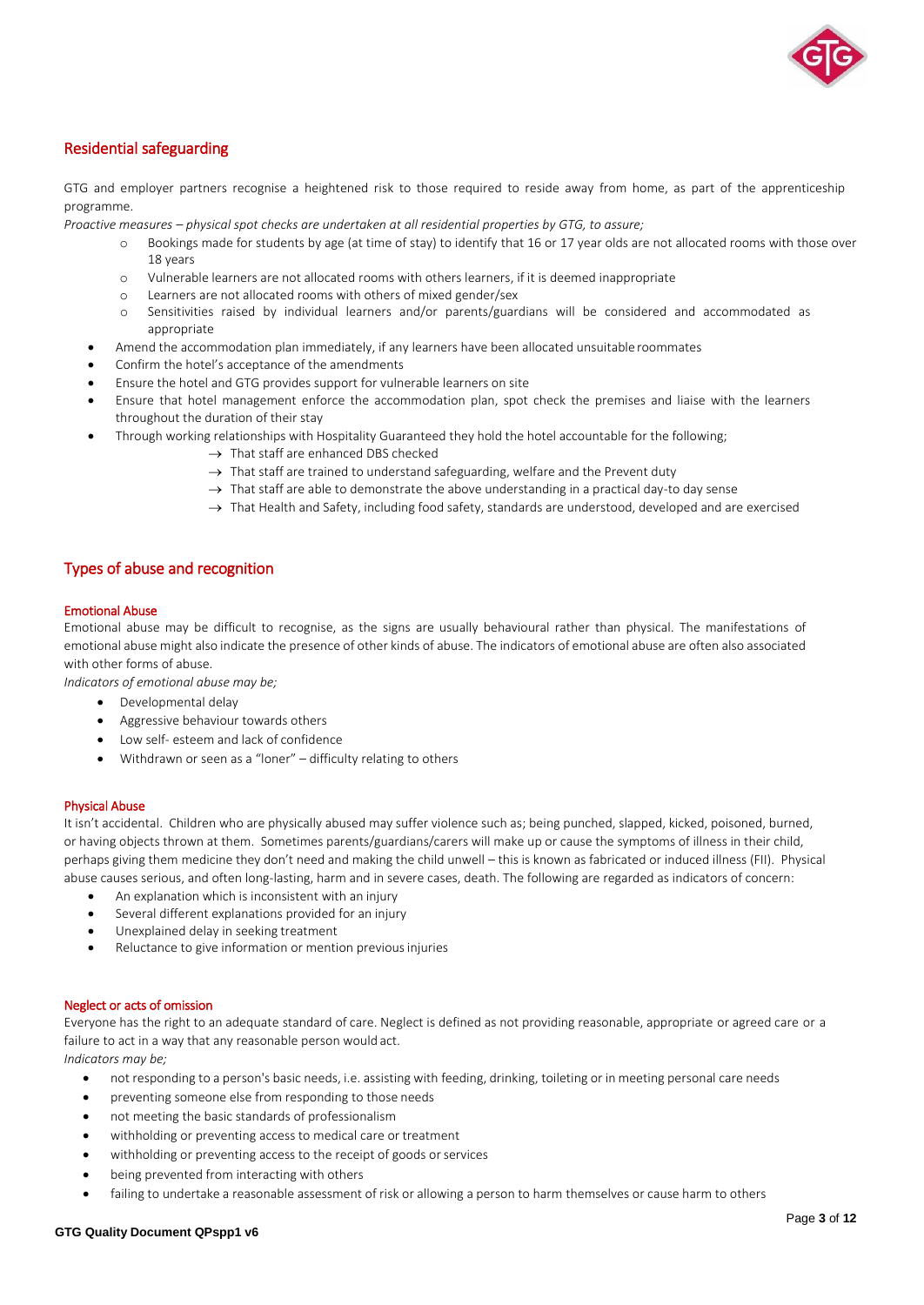## Residential safeguarding

GTG and employer partners recognise a heightened risk to those required to reside away from home, as part of the apprenticeship programme.

*Proactive measures – physical spot checks are undertaken at all residential properties by GTG, to assure;*

- Bookings made for students by age (at time of stay) to identify that 16 or 17 year olds are not allocated rooms with those over 18 years
- Vulnerable learners are not allocated rooms with others learners, if it is deemed inappropriate
- Learners are not allocated rooms with others of mixed gender/sex
- Sensitivities raised by individual learners and/or parents/guardians will be considered and accommodated as appropriate

- Amend the accommodation plan immediately, if any learners have been allocated unsuitable roommates
- Confirm the hotel's acceptance of the amendments
- Ensure the hotel and GTG provides support for vulnerable learners on site
- Ensure that hotel management enforce the accommodation plan, spot check the premises and liaise with the learners throughout the duration of their stay
- Through working relationships with Hospitality Guaranteed they hold the hotel accountable for the following;
  - → That staff are enhanced DBS checked
  - → That staff are trained to understand safeguarding, welfare and the Prevent duty
  - → That staff are able to demonstrate the above understanding in a practical day-to day sense
  - → That Health and Safety, including food safety, standards are understood, developed and are exercised

## Types of abuse and recognition

### Emotional Abuse

Emotional abuse may be difficult to recognise, as the signs are usually behavioural rather than physical. The manifestations of emotional abuse might also indicate the presence of other kinds of abuse. The indicators of emotional abuse are often also associated with other forms of abuse.

*Indicators of emotional abuse may be;*

- Developmental delay
- Aggressive behaviour towards others
- Low self- esteem and lack of confidence
- Withdrawn or seen as a "loner" – difficulty relating to others

### Physical Abuse

It isn't accidental. Children who are physically abused may suffer violence such as; being punched, slapped, kicked, poisoned, burned, or having objects thrown at them. Sometimes parents/guardians/carers will make up or cause the symptoms of illness in their child, perhaps giving them medicine they don't need and making the child unwell – this is known as fabricated or induced illness (FII). Physical abuse causes serious, and often long-lasting, harm and in severe cases, death. The following are regarded as indicators of concern:

- An explanation which is inconsistent with an injury
- Several different explanations provided for an injury
- Unexplained delay in seeking treatment
- Reluctance to give information or mention previous injuries

### Neglect or acts of omission

Everyone has the right to an adequate standard of care. Neglect is defined as not providing reasonable, appropriate or agreed care or a failure to act in a way that any reasonable person would act.

*Indicators may be;*

- not responding to a person's basic needs, i.e. assisting with feeding, drinking, toileting or in meeting personal care needs
- preventing someone else from responding to those needs
- not meeting the basic standards of professionalism
- withholding or preventing access to medical care or treatment
- withholding or preventing access to the receipt of goods or services
- being prevented from interacting with others
- failing to undertake a reasonable assessment of risk or allowing a person to harm themselves or cause harm to others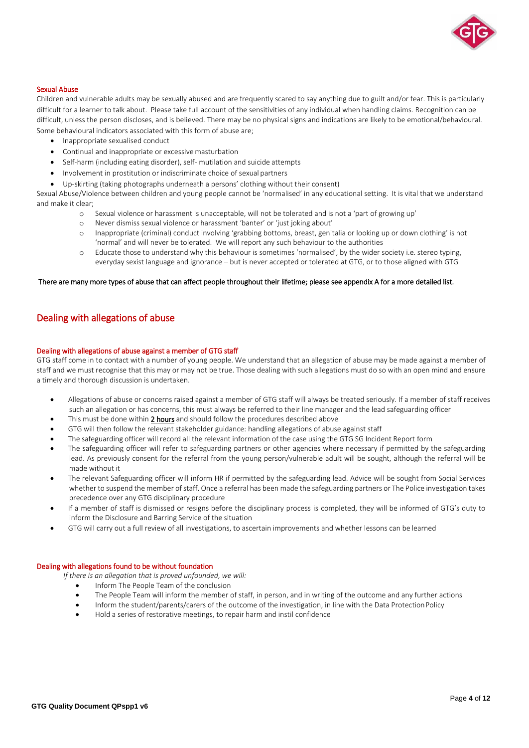### Sexual Abuse

Children and vulnerable adults may be sexually abused and are frequently scared to say anything due to guilt and/or fear. This is particularly difficult for a learner to talk about. Please take full account of the sensitivities of any individual when handling claims. Recognition can be difficult, unless the person discloses, and is believed. There may be no physical signs and indications are likely to be emotional/behavioural. Some behavioural indicators associated with this form of abuse are;

- Inappropriate sexualised conduct
- Continual and inappropriate or excessive masturbation
- Self-harm (including eating disorder), self- mutilation and suicide attempts
- Involvement in prostitution or indiscriminate choice of sexual partners
- Up-skirting (taking photographs underneath a persons' clothing without their consent)

Sexual Abuse/Violence between children and young people cannot be 'normalised' in any educational setting. It is vital that we understand and make it clear;

- Sexual violence or harassment is unacceptable, will not be tolerated and is not a 'part of growing up'
- Never dismiss sexual violence or harassment 'banter' or 'just joking about'
- Inappropriate (criminal) conduct involving 'grabbing bottoms, breast, genitalia or looking up or down clothing' is not 'normal' and will never be tolerated. We will report any such behaviour to the authorities
- Educate those to understand why this behaviour is sometimes 'normalised', by the wider society i.e. stereo typing, everyday sexist language and ignorance – but is never accepted or tolerated at GTG, or to those aligned with GTG

There are many more types of abuse that can affect people throughout their lifetime; please see appendix A for a more detailed list.

## Dealing with allegations of abuse

### Dealing with allegations of abuse against a member of GTG staff

GTG staff come in to contact with a number of young people. We understand that an allegation of abuse may be made against a member of staff and we must recognise that this may or may not be true. Those dealing with such allegations must do so with an open mind and ensure a timely and thorough discussion is undertaken.

- Allegations of abuse or concerns raised against a member of GTG staff will always be treated seriously. If a member of staff receives such an allegation or has concerns, this must always be referred to their line manager and the lead safeguarding officer
- This must be done within **2 hours** and should follow the procedures described above
- GTG will then follow the relevant stakeholder guidance: handling allegations of abuse against staff
- The safeguarding officer will record all the relevant information of the case using the GTG SG Incident Report form
- The safeguarding officer will refer to safeguarding partners or other agencies where necessary if permitted by the safeguarding lead. As previously consent for the referral from the young person/vulnerable adult will be sought, although the referral will be made without it
- The relevant Safeguarding officer will inform HR if permitted by the safeguarding lead. Advice will be sought from Social Services whether to suspend the member of staff. Once a referral has been made the safeguarding partners or The Police investigation takes precedence over any GTG disciplinary procedure
- If a member of staff is dismissed or resigns before the disciplinary process is completed, they will be informed of GTG's duty to inform the Disclosure and Barring Service of the situation
- GTG will carry out a full review of all investigations, to ascertain improvements and whether lessons can be learned

### Dealing with allegations found to be without foundation

*If there is an allegation that is proved unfounded, we will:*

- Inform The People Team of the conclusion
- The People Team will inform the member of staff, in person, and in writing of the outcome and any further actions
- Inform the student/parents/carers of the outcome of the investigation, in line with the Data Protection Policy
- Hold a series of restorative meetings, to repair harm and instil confidence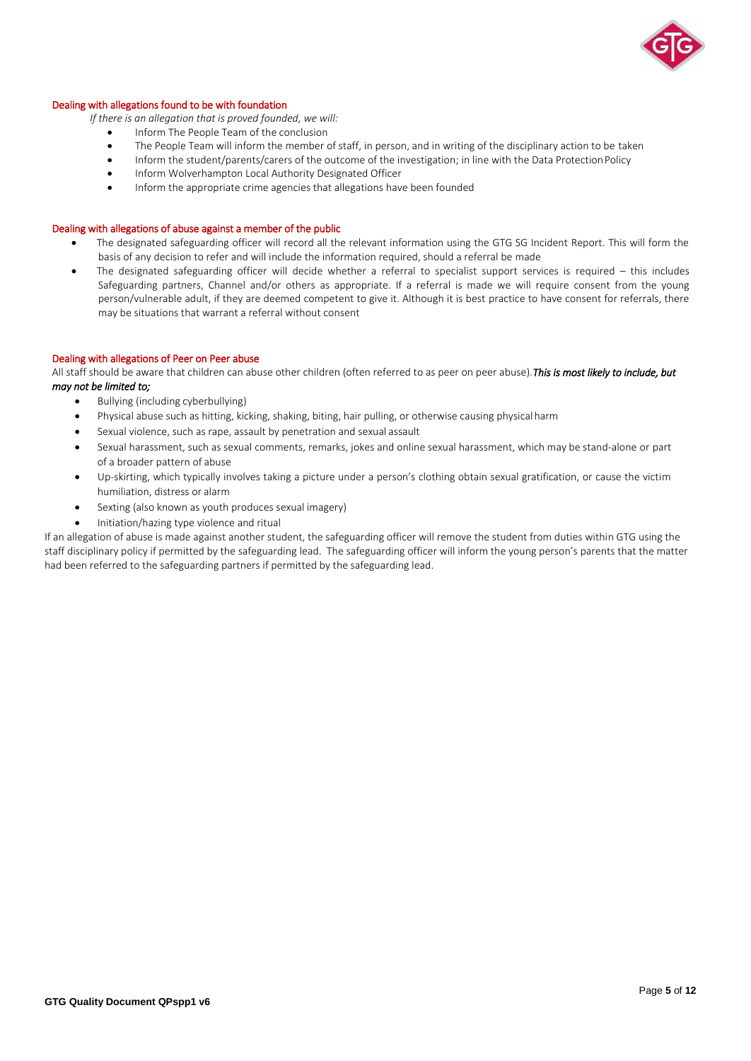## Dealing with allegations found to be with foundation

*If there is an allegation that is proved founded, we will:*

- Inform The People Team of the conclusion
- The People Team will inform the member of staff, in person, and in writing of the disciplinary action to be taken
- Inform the student/parents/carers of the outcome of the investigation; in line with the Data Protection Policy
- Inform Wolverhampton Local Authority Designated Officer
- Inform the appropriate crime agencies that allegations have been founded

## Dealing with allegations of abuse against a member of the public

- The designated safeguarding officer will record all the relevant information using the GTG SG Incident Report. This will form the basis of any decision to refer and will include the information required, should a referral be made
- The designated safeguarding officer will decide whether a referral to specialist support services is required – this includes Safeguarding partners, Channel and/or others as appropriate. If a referral is made we will require consent from the young person/vulnerable adult, if they are deemed competent to give it. Although it is best practice to have consent for referrals, there may be situations that warrant a referral without consent

## Dealing with allegations of Peer on Peer abuse

All staff should be aware that children can abuse other children (often referred to as peer on peer abuse).***This is most likely to include, but may not be limited to;***

- Bullying (including cyberbullying)
- Physical abuse such as hitting, kicking, shaking, biting, hair pulling, or otherwise causing physical harm
- Sexual violence, such as rape, assault by penetration and sexual assault
- Sexual harassment, such as sexual comments, remarks, jokes and online sexual harassment, which may be stand-alone or part of a broader pattern of abuse
- Up-skirting, which typically involves taking a picture under a person's clothing obtain sexual gratification, or cause the victim humiliation, distress or alarm
- Sexting (also known as youth produces sexual imagery)
- Initiation/hazing type violence and ritual

If an allegation of abuse is made against another student, the safeguarding officer will remove the student from duties within GTG using the staff disciplinary policy if permitted by the safeguarding lead. The safeguarding officer will inform the young person's parents that the matter had been referred to the safeguarding partners if permitted by the safeguarding lead.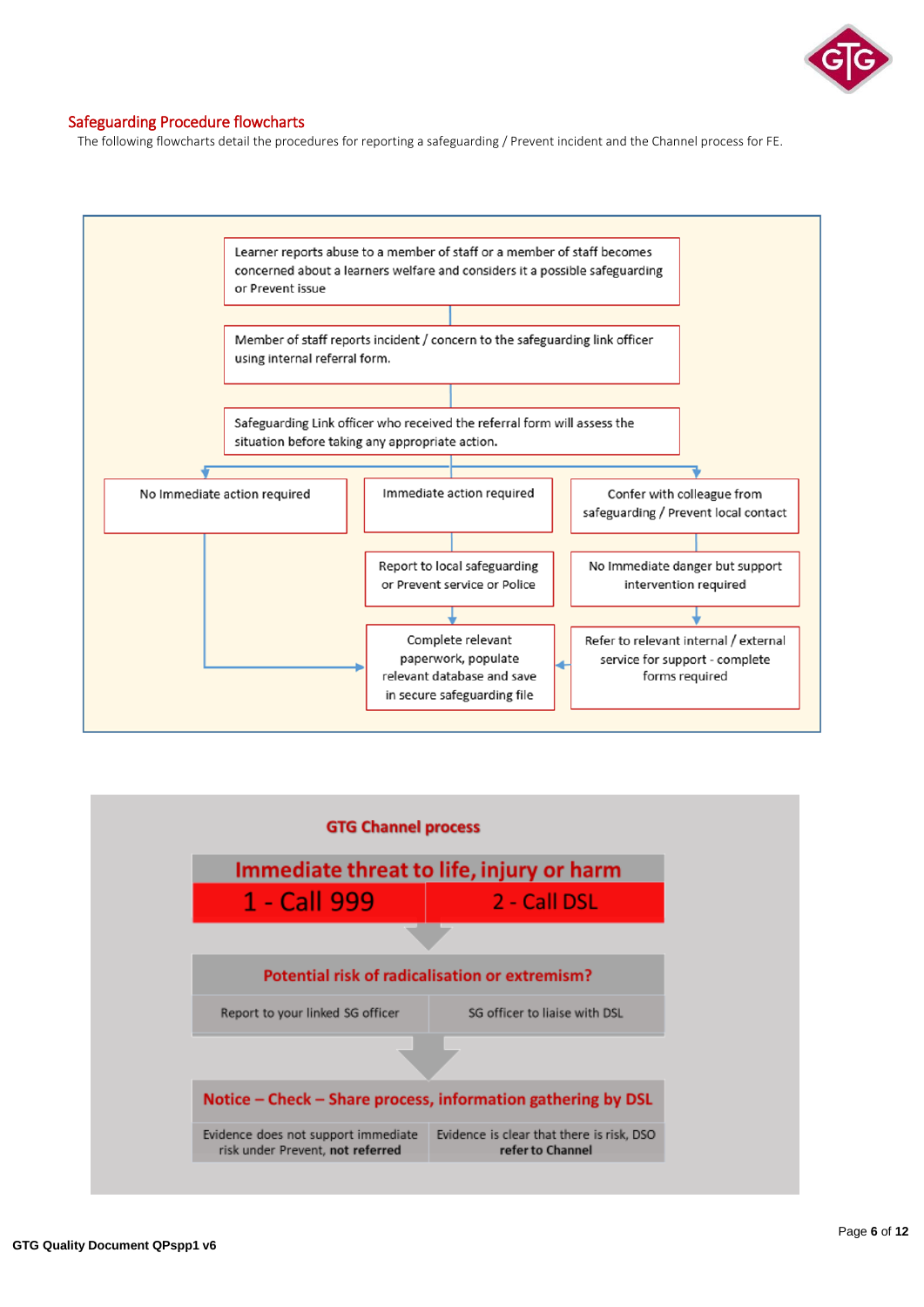## Safeguarding Procedure flowcharts

The following flowcharts detail the procedures for reporting a safeguarding / Prevent incident and the Channel process for FE.

Learner reports abuse to a member of staff or a member of staff becomes concerned about a learners welfare and considers it a possible safeguarding or Prevent issue

Member of staff reports incident / concern to the safeguarding link officer using internal referral form.

Safeguarding Link officer who received the referral form will assess the situation before taking any appropriate action.

No Immediate action required

Immediate action required

Confer with colleague from safeguarding / Prevent local contact

Report to local safeguarding or Prevent service or Police

No Immediate danger but support intervention required

Complete relevant paperwork, populate relevant database and save in secure safeguarding file

Refer to relevant internal / external service for support - complete forms required

### GTG Channel process

**Immediate threat to life, injury or harm**

1 - Call 999

2 - Call DSL

**Potential risk of radicalisation or extremism?**

Report to your linked SG officer

SG officer to liaise with DSL

**Notice – Check – Share process, information gathering by DSL**

Evidence does not support immediate risk under Prevent, **not referred**

Evidence is clear that there is risk, DSO **refer to Channel**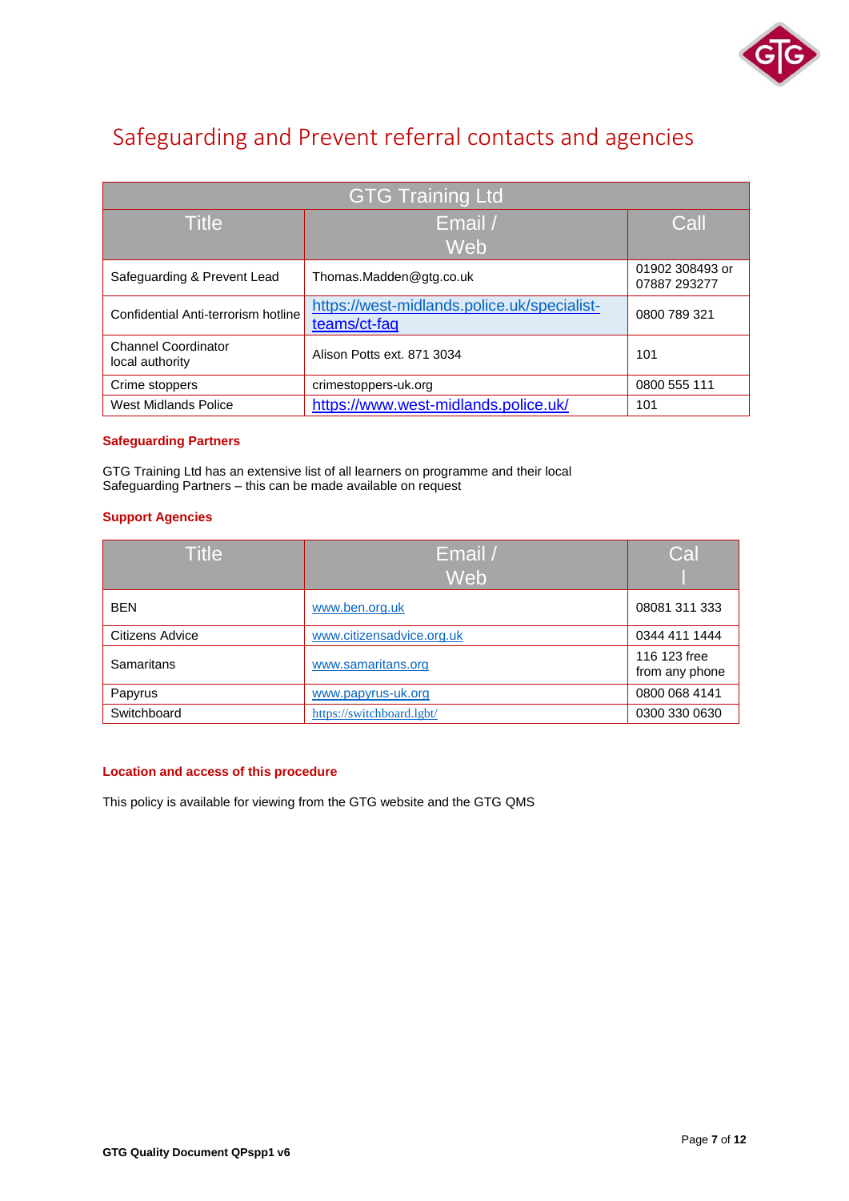# Safeguarding and Prevent referral contacts and agencies

| GTG Training Ltd | | |
|---|---|---|
| **Title** | **Email / Web** | **Call** |
| Safeguarding & Prevent Lead | Thomas.Madden@gtg.co.uk | 01902 308493 or 07887 293277 |
| Confidential Anti-terrorism hotline | https://west-midlands.police.uk/specialist-teams/ct-faq | 0800 789 321 |
| Channel Coordinator local authority | Alison Potts ext. 871 3034 | 101 |
| Crime stoppers | crimestoppers-uk.org | 0800 555 111 |
| West Midlands Police | https://www.west-midlands.police.uk/ | 101 |

**Safeguarding Partners**

GTG Training Ltd has an extensive list of all learners on programme and their local Safeguarding Partners – this can be made available on request

**Support Agencies**

| Title | Email / Web | Call |
|---|---|---|
| BEN | www.ben.org.uk | 08081 311 333 |
| Citizens Advice | www.citizensadvice.org.uk | 0344 411 1444 |
| Samaritans | www.samaritans.org | 116 123 free from any phone |
| Papyrus | www.papyrus-uk.org | 0800 068 4141 |
| Switchboard | https://switchboard.lgbt/ | 0300 330 0630 |

**Location and access of this procedure**

This policy is available for viewing from the GTG website and the GTG QMS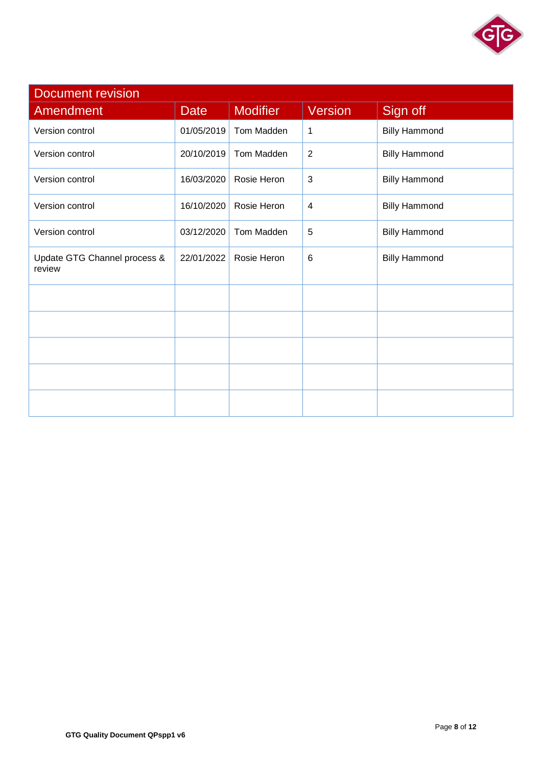| Document revision | | | | |
|---|---|---|---|---|
| **Amendment** | **Date** | **Modifier** | **Version** | **Sign off** |
| Version control | 01/05/2019 | Tom Madden | 1 | Billy Hammond |
| Version control | 20/10/2019 | Tom Madden | 2 | Billy Hammond |
| Version control | 16/03/2020 | Rosie Heron | 3 | Billy Hammond |
| Version control | 16/10/2020 | Rosie Heron | 4 | Billy Hammond |
| Version control | 03/12/2020 | Tom Madden | 5 | Billy Hammond |
| Update GTG Channel process & review | 22/01/2022 | Rosie Heron | 6 | Billy Hammond |
| | | | | |
| | | | | |
| | | | | |
| | | | | |
| | | | | |

**GTG Quality Document QPspp1 v6**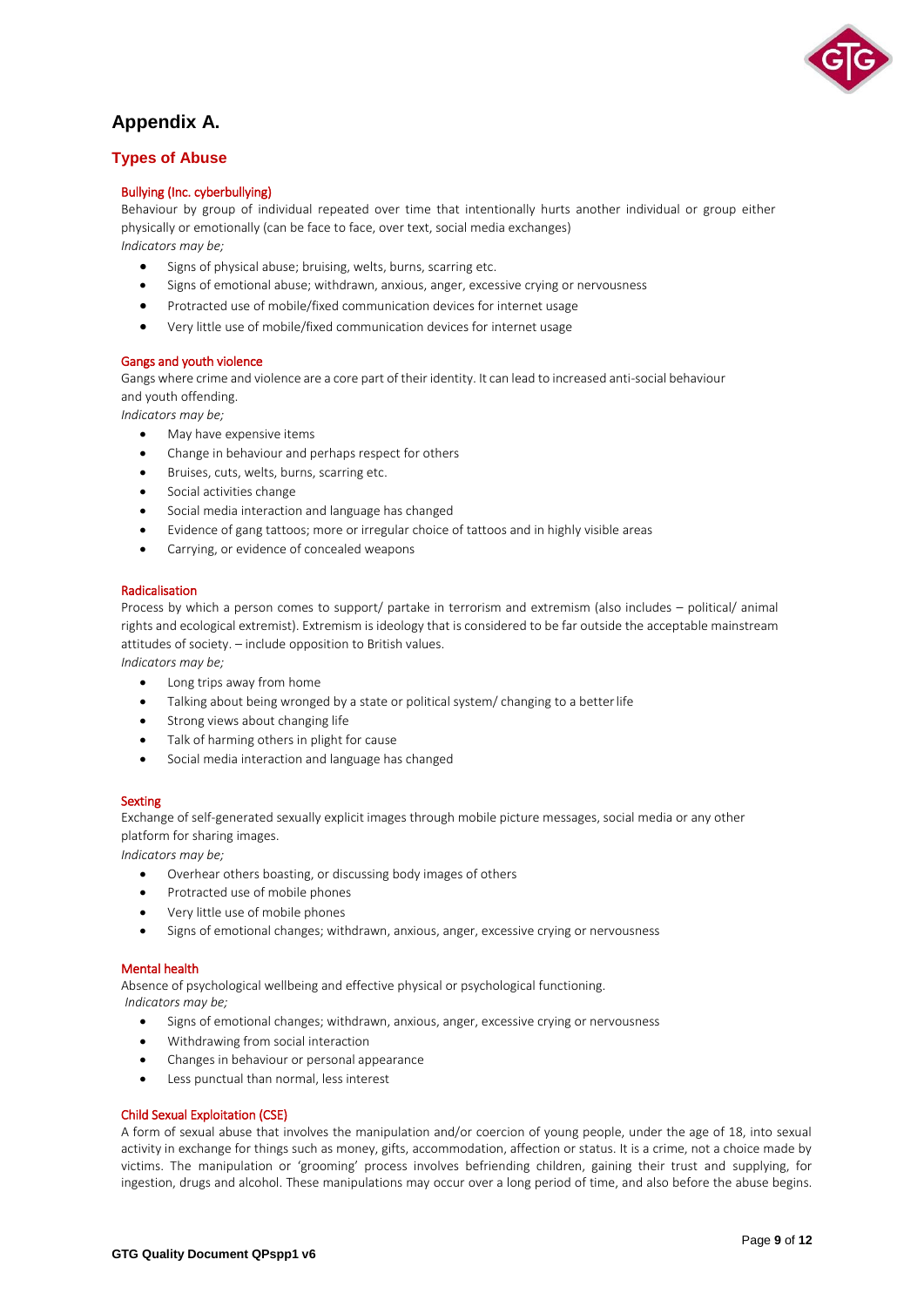# Appendix A.

## Types of Abuse

### Bullying (Inc. cyberbullying)

Behaviour by group of individual repeated over time that intentionally hurts another individual or group either physically or emotionally (can be face to face, over text, social media exchanges)

*Indicators may be;*

- Signs of physical abuse; bruising, welts, burns, scarring etc.
- Signs of emotional abuse; withdrawn, anxious, anger, excessive crying or nervousness
- Protracted use of mobile/fixed communication devices for internet usage
- Very little use of mobile/fixed communication devices for internet usage

### Gangs and youth violence

Gangs where crime and violence are a core part of their identity. It can lead to increased anti-social behaviour and youth offending.

*Indicators may be;*

- May have expensive items
- Change in behaviour and perhaps respect for others
- Bruises, cuts, welts, burns, scarring etc.
- Social activities change
- Social media interaction and language has changed
- Evidence of gang tattoos; more or irregular choice of tattoos and in highly visible areas
- Carrying, or evidence of concealed weapons

### Radicalisation

Process by which a person comes to support/ partake in terrorism and extremism (also includes – political/ animal rights and ecological extremist). Extremism is ideology that is considered to be far outside the acceptable mainstream attitudes of society. – include opposition to British values.

*Indicators may be;*

- Long trips away from home
- Talking about being wronged by a state or political system/ changing to a better life
- Strong views about changing life
- Talk of harming others in plight for cause
- Social media interaction and language has changed

### Sexting

Exchange of self-generated sexually explicit images through mobile picture messages, social media or any other platform for sharing images.

*Indicators may be;*

- Overhear others boasting, or discussing body images of others
- Protracted use of mobile phones
- Very little use of mobile phones
- Signs of emotional changes; withdrawn, anxious, anger, excessive crying or nervousness

### Mental health

Absence of psychological wellbeing and effective physical or psychological functioning.

*Indicators may be;*

- Signs of emotional changes; withdrawn, anxious, anger, excessive crying or nervousness
- Withdrawing from social interaction
- Changes in behaviour or personal appearance
- Less punctual than normal, less interest

### Child Sexual Exploitation (CSE)

A form of sexual abuse that involves the manipulation and/or coercion of young people, under the age of 18, into sexual activity in exchange for things such as money, gifts, accommodation, affection or status. It is a crime, not a choice made by victims. The manipulation or 'grooming' process involves befriending children, gaining their trust and supplying, for ingestion, drugs and alcohol. These manipulations may occur over a long period of time, and also before the abuse begins.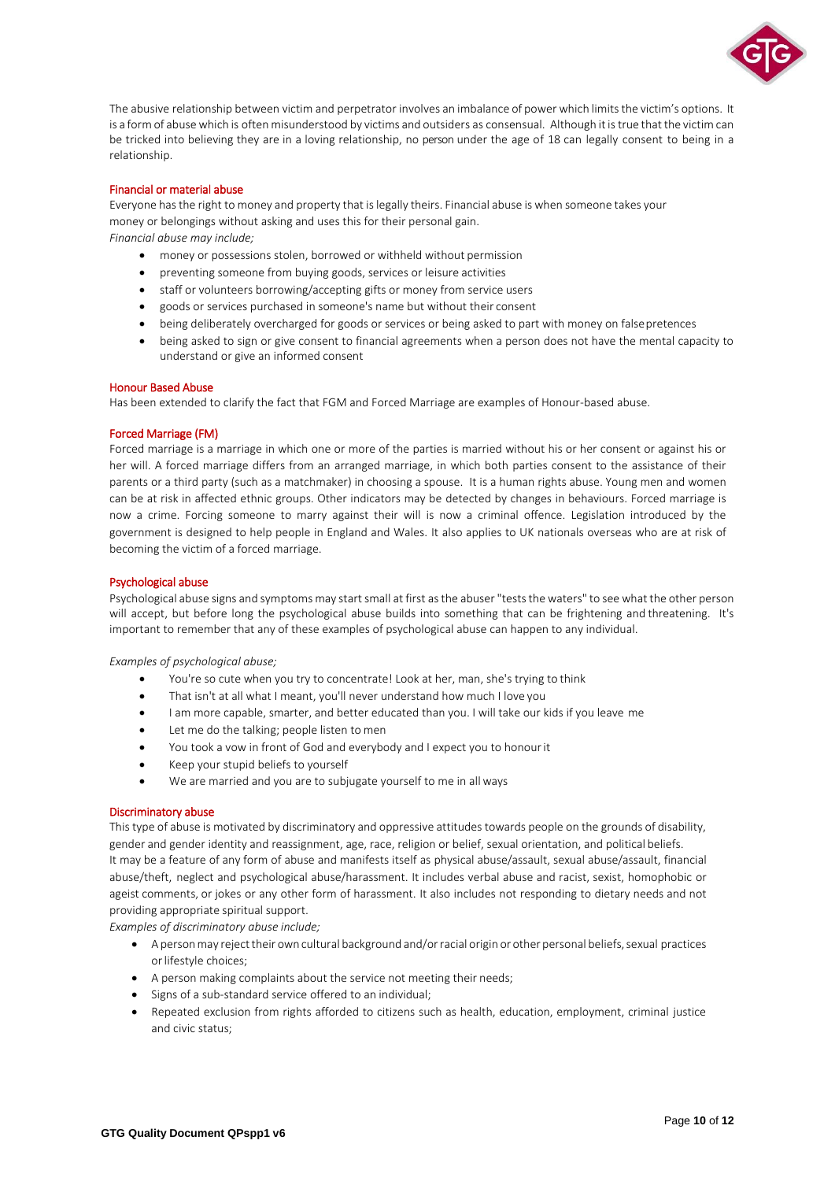The abusive relationship between victim and perpetrator involves an imbalance of power which limits the victim's options. It is a form of abuse which is often misunderstood by victims and outsiders as consensual. Although it is true that the victim can be tricked into believing they are in a loving relationship, no person under the age of 18 can legally consent to being in a relationship.

### Financial or material abuse

Everyone has the right to money and property that is legally theirs. Financial abuse is when someone takes your money or belongings without asking and uses this for their personal gain.

*Financial abuse may include;*

- money or possessions stolen, borrowed or withheld without permission
- preventing someone from buying goods, services or leisure activities
- staff or volunteers borrowing/accepting gifts or money from service users
- goods or services purchased in someone's name but without their consent
- being deliberately overcharged for goods or services or being asked to part with money on false pretences
- being asked to sign or give consent to financial agreements when a person does not have the mental capacity to understand or give an informed consent

### Honour Based Abuse

Has been extended to clarify the fact that FGM and Forced Marriage are examples of Honour-based abuse.

### Forced Marriage (FM)

Forced marriage is a marriage in which one or more of the parties is married without his or her consent or against his or her will. A forced marriage differs from an arranged marriage, in which both parties consent to the assistance of their parents or a third party (such as a matchmaker) in choosing a spouse. It is a human rights abuse. Young men and women can be at risk in affected ethnic groups. Other indicators may be detected by changes in behaviours. Forced marriage is now a crime. Forcing someone to marry against their will is now a criminal offence. Legislation introduced by the government is designed to help people in England and Wales. It also applies to UK nationals overseas who are at risk of becoming the victim of a forced marriage.

### Psychological abuse

Psychological abuse signs and symptoms may start small at first as the abuser "tests the waters" to see what the other person will accept, but before long the psychological abuse builds into something that can be frightening and threatening. It's important to remember that any of these examples of psychological abuse can happen to any individual.

*Examples of psychological abuse;*

- You're so cute when you try to concentrate! Look at her, man, she's trying to think
- That isn't at all what I meant, you'll never understand how much I love you
- I am more capable, smarter, and better educated than you. I will take our kids if you leave me
- Let me do the talking; people listen to men
- You took a vow in front of God and everybody and I expect you to honour it
- Keep your stupid beliefs to yourself
- We are married and you are to subjugate yourself to me in all ways

### Discriminatory abuse

This type of abuse is motivated by discriminatory and oppressive attitudes towards people on the grounds of disability, gender and gender identity and reassignment, age, race, religion or belief, sexual orientation, and political beliefs.
It may be a feature of any form of abuse and manifests itself as physical abuse/assault, sexual abuse/assault, financial abuse/theft, neglect and psychological abuse/harassment. It includes verbal abuse and racist, sexist, homophobic or ageist comments, or jokes or any other form of harassment. It also includes not responding to dietary needs and not providing appropriate spiritual support.

*Examples of discriminatory abuse include;*

- A person may reject their own cultural background and/or racial origin or other personal beliefs, sexual practices or lifestyle choices;
- A person making complaints about the service not meeting their needs;
- Signs of a sub-standard service offered to an individual;
- Repeated exclusion from rights afforded to citizens such as health, education, employment, criminal justice and civic status;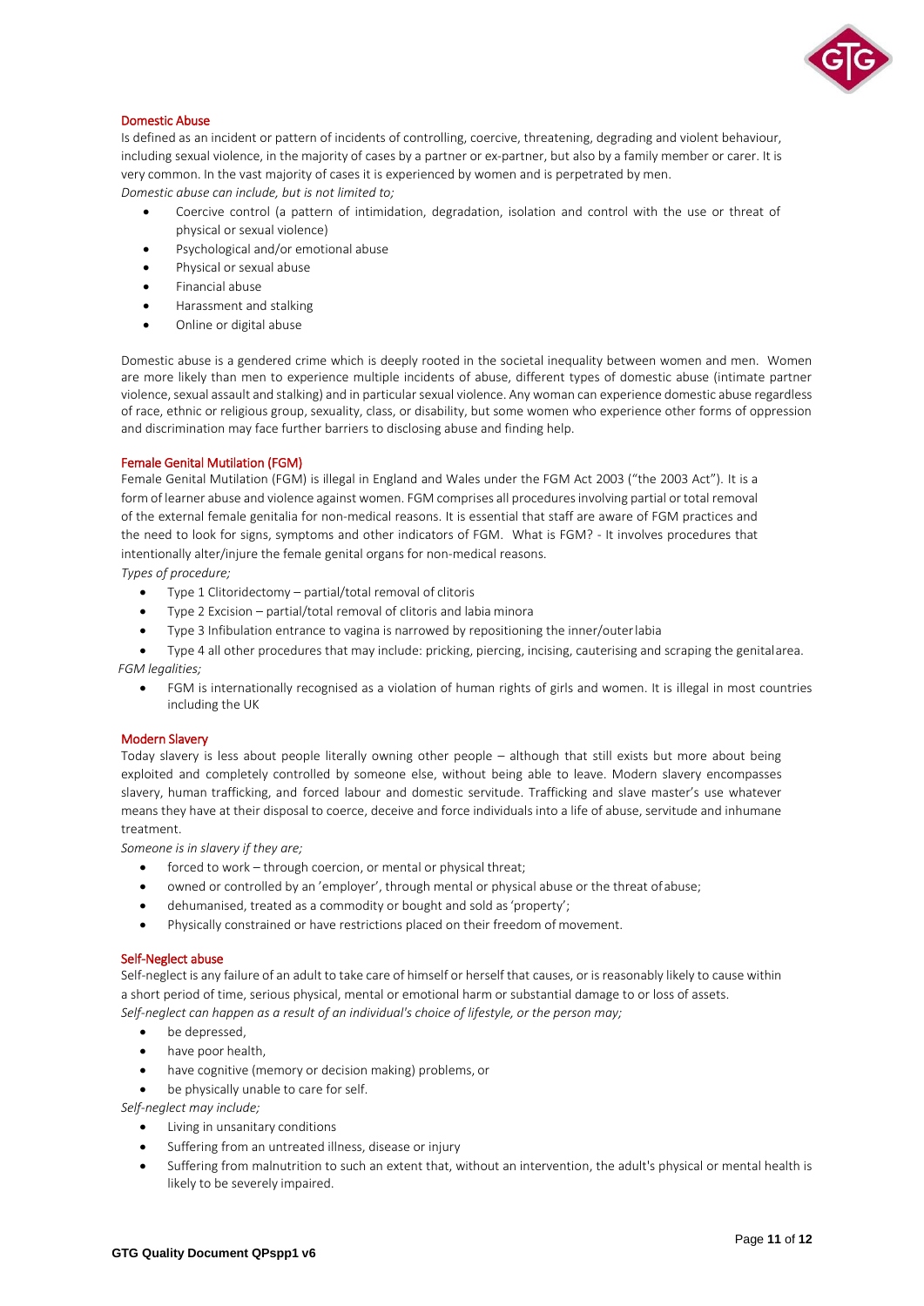### Domestic Abuse

Is defined as an incident or pattern of incidents of controlling, coercive, threatening, degrading and violent behaviour, including sexual violence, in the majority of cases by a partner or ex-partner, but also by a family member or carer. It is very common. In the vast majority of cases it is experienced by women and is perpetrated by men.

*Domestic abuse can include, but is not limited to;*

- Coercive control (a pattern of intimidation, degradation, isolation and control with the use or threat of physical or sexual violence)
- Psychological and/or emotional abuse
- Physical or sexual abuse
- Financial abuse
- Harassment and stalking
- Online or digital abuse

Domestic abuse is a gendered crime which is deeply rooted in the societal inequality between women and men. Women are more likely than men to experience multiple incidents of abuse, different types of domestic abuse (intimate partner violence, sexual assault and stalking) and in particular sexual violence. Any woman can experience domestic abuse regardless of race, ethnic or religious group, sexuality, class, or disability, but some women who experience other forms of oppression and discrimination may face further barriers to disclosing abuse and finding help.

### Female Genital Mutilation (FGM)

Female Genital Mutilation (FGM) is illegal in England and Wales under the FGM Act 2003 ("the 2003 Act"). It is a form of learner abuse and violence against women. FGM comprises all procedures involving partial or total removal of the external female genitalia for non-medical reasons. It is essential that staff are aware of FGM practices and the need to look for signs, symptoms and other indicators of FGM. What is FGM? - It involves procedures that intentionally alter/injure the female genital organs for non-medical reasons.

*Types of procedure;*

- Type 1 Clitoridectomy – partial/total removal of clitoris
- Type 2 Excision – partial/total removal of clitoris and labia minora
- Type 3 Infibulation entrance to vagina is narrowed by repositioning the inner/outer labia
- Type 4 all other procedures that may include: pricking, piercing, incising, cauterising and scraping the genital area.

*FGM legalities;*

- FGM is internationally recognised as a violation of human rights of girls and women. It is illegal in most countries including the UK

### Modern Slavery

Today slavery is less about people literally owning other people – although that still exists but more about being exploited and completely controlled by someone else, without being able to leave. Modern slavery encompasses slavery, human trafficking, and forced labour and domestic servitude. Trafficking and slave master's use whatever means they have at their disposal to coerce, deceive and force individuals into a life of abuse, servitude and inhumane treatment.

*Someone is in slavery if they are;*

- forced to work – through coercion, or mental or physical threat;
- owned or controlled by an 'employer', through mental or physical abuse or the threat of abuse;
- dehumanised, treated as a commodity or bought and sold as 'property';
- Physically constrained or have restrictions placed on their freedom of movement.

### Self-Neglect abuse

Self-neglect is any failure of an adult to take care of himself or herself that causes, or is reasonably likely to cause within a short period of time, serious physical, mental or emotional harm or substantial damage to or loss of assets.

*Self-neglect can happen as a result of an individual's choice of lifestyle, or the person may;*

- be depressed,
- have poor health,
- have cognitive (memory or decision making) problems, or
- be physically unable to care for self.

*Self-neglect may include;*

- Living in unsanitary conditions
- Suffering from an untreated illness, disease or injury
- Suffering from malnutrition to such an extent that, without an intervention, the adult's physical or mental health is likely to be severely impaired.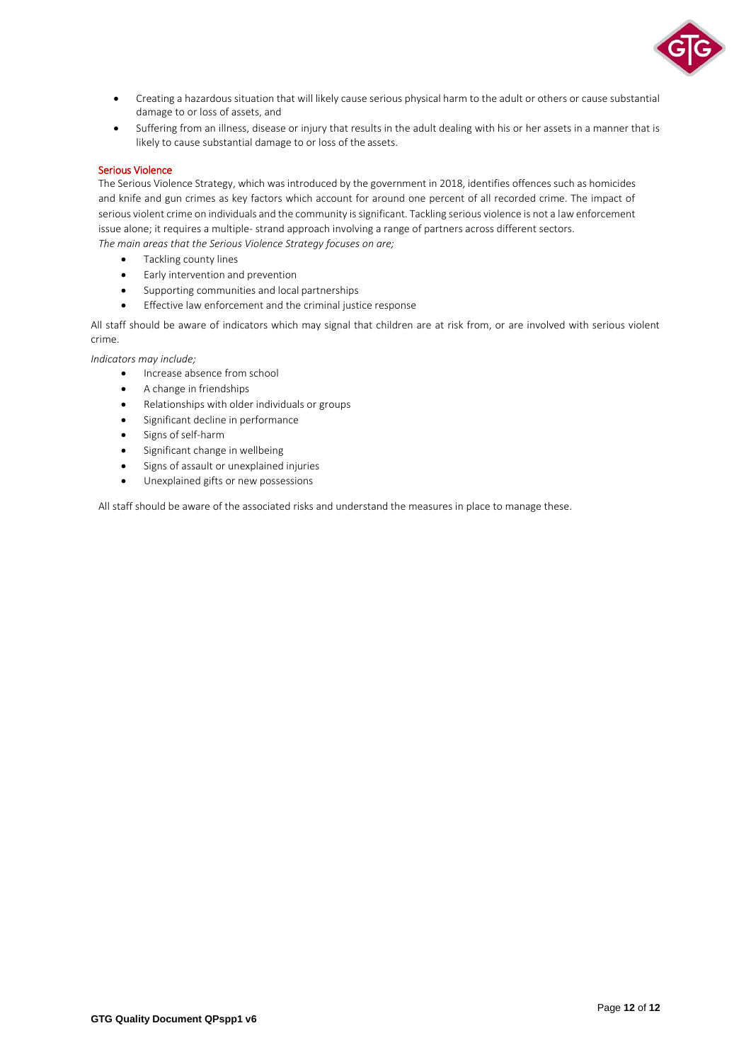- Creating a hazardous situation that will likely cause serious physical harm to the adult or others or cause substantial damage to or loss of assets, and
- Suffering from an illness, disease or injury that results in the adult dealing with his or her assets in a manner that is likely to cause substantial damage to or loss of the assets.

### Serious Violence

The Serious Violence Strategy, which was introduced by the government in 2018, identifies offences such as homicides and knife and gun crimes as key factors which account for around one percent of all recorded crime. The impact of serious violent crime on individuals and the community is significant. Tackling serious violence is not a law enforcement issue alone; it requires a multiple- strand approach involving a range of partners across different sectors.

*The main areas that the Serious Violence Strategy focuses on are;*

- Tackling county lines
- Early intervention and prevention
- Supporting communities and local partnerships
- Effective law enforcement and the criminal justice response

All staff should be aware of indicators which may signal that children are at risk from, or are involved with serious violent crime.

*Indicators may include;*

- Increase absence from school
- A change in friendships
- Relationships with older individuals or groups
- Significant decline in performance
- Signs of self-harm
- Significant change in wellbeing
- Signs of assault or unexplained injuries
- Unexplained gifts or new possessions

All staff should be aware of the associated risks and understand the measures in place to manage these.